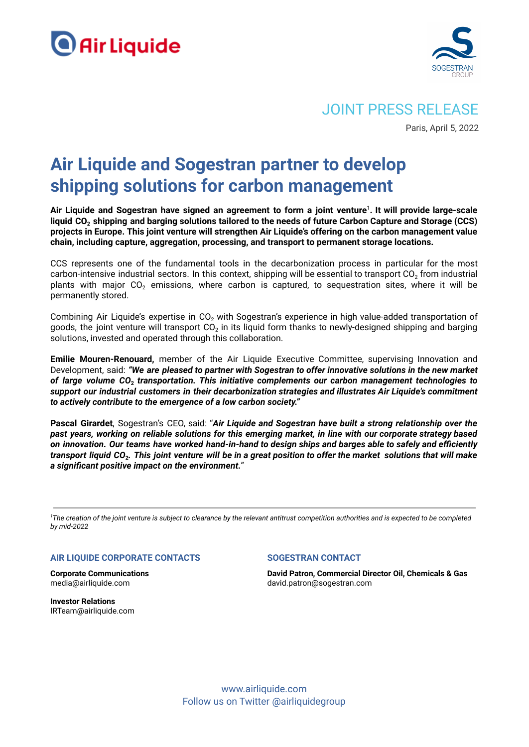JOINT PRESS RELEASE

Paris, April 5, 2022

# Air Liquide and Sogestran partner to develop shipping solutions for carbon management

**Air Liquide and Sogestran have signed an agreement to form a joint venture[1]. It will provide large-scale liquid $CO_2$ shipping and barging solutions tailored to the needs of future Carbon Capture and Storage (CCS) projects in Europe. This joint venture will strengthen Air Liquide's offering on the carbon management value chain, including capture, aggregation, processing, and transport to permanent storage locations.**

CCS represents one of the fundamental tools in the decarbonization process in particular for the most carbon-intensive industrial sectors. In this context, shipping will be essential to transport $CO_2$ from industrial plants with major $CO_2$ emissions, where carbon is captured, to sequestration sites, where it will be permanently stored.

Combining Air Liquide's expertise in $CO_2$ with Sogestran's experience in high value-added transportation of goods, the joint venture will transport $CO_2$ in its liquid form thanks to newly-designed shipping and barging solutions, invested and operated through this collaboration.

**Emilie Mouren-Renouard,** member of the Air Liquide Executive Committee, supervising Innovation and Development, said: ***"We are pleased to partner with Sogestran to offer innovative solutions in the new market of large volume $CO_2$ transportation. This initiative complements our carbon management technologies to support our industrial customers in their decarbonization strategies and illustrates Air Liquide's commitment to actively contribute to the emergence of a low carbon society."***

**Pascal Girardet**, Sogestran's CEO, said: "***Air Liquide and Sogestran have built a strong relationship over the past years, working on reliable solutions for this emerging market, in line with our corporate strategy based on innovation. Our teams have worked hand-in-hand to design ships and barges able to safely and efficiently transport liquid $CO_2$. This joint venture will be in a great position to offer the market solutions that will make a significant positive impact on the environment.***"

---

*[1]The creation of the joint venture is subject to clearance by the relevant antitrust competition authorities and is expected to be completed by mid-2022*

### AIR LIQUIDE CORPORATE CONTACTS

**Corporate Communications**
media@airliquide.com

**Investor Relations**
IRTeam@airliquide.com

### SOGESTRAN CONTACT

**David Patron, Commercial Director Oil, Chemicals & Gas**
david.patron@sogestran.com

www.airliquide.com
Follow us on Twitter @airliquidegroup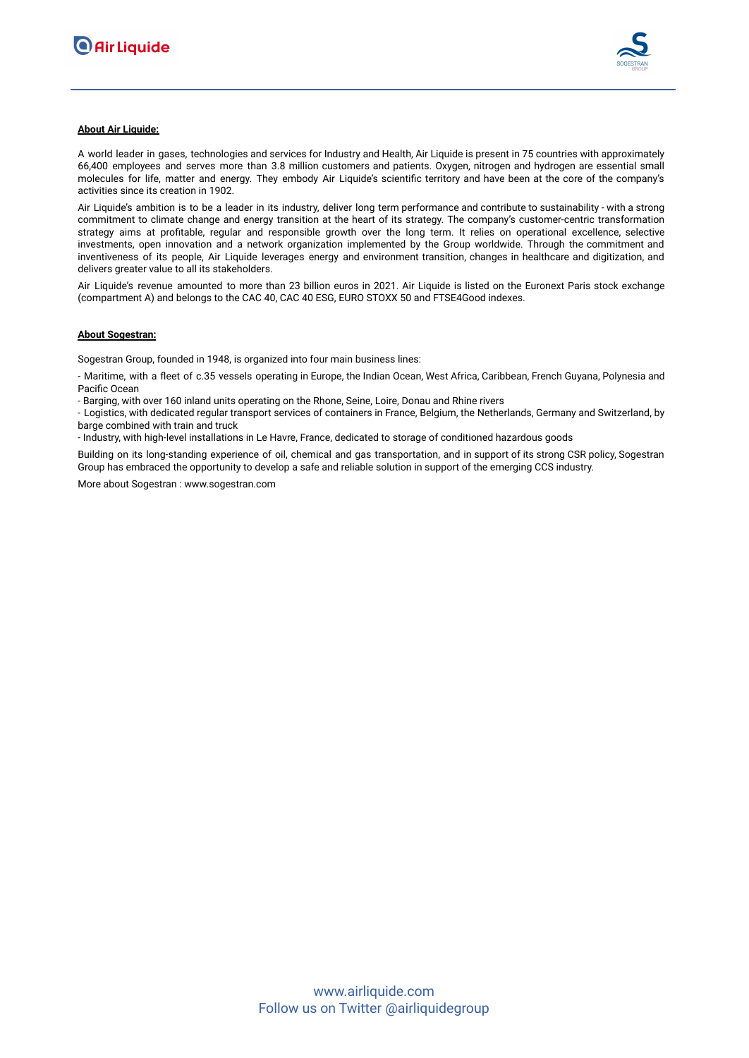**About Air Liquide:**

A world leader in gases, technologies and services for Industry and Health, Air Liquide is present in 75 countries with approximately 66,400 employees and serves more than 3.8 million customers and patients. Oxygen, nitrogen and hydrogen are essential small molecules for life, matter and energy. They embody Air Liquide's scientific territory and have been at the core of the company's activities since its creation in 1902.

Air Liquide's ambition is to be a leader in its industry, deliver long term performance and contribute to sustainability - with a strong commitment to climate change and energy transition at the heart of its strategy. The company's customer-centric transformation strategy aims at profitable, regular and responsible growth over the long term. It relies on operational excellence, selective investments, open innovation and a network organization implemented by the Group worldwide. Through the commitment and inventiveness of its people, Air Liquide leverages energy and environment transition, changes in healthcare and digitization, and delivers greater value to all its stakeholders.

Air Liquide's revenue amounted to more than 23 billion euros in 2021. Air Liquide is listed on the Euronext Paris stock exchange (compartment A) and belongs to the CAC 40, CAC 40 ESG, EURO STOXX 50 and FTSE4Good indexes.

**About Sogestran:**

Sogestran Group, founded in 1948, is organized into four main business lines:

- Maritime, with a fleet of c.35 vessels operating in Europe, the Indian Ocean, West Africa, Caribbean, French Guyana, Polynesia and Pacific Ocean
- Barging, with over 160 inland units operating on the Rhone, Seine, Loire, Donau and Rhine rivers
- Logistics, with dedicated regular transport services of containers in France, Belgium, the Netherlands, Germany and Switzerland, by barge combined with train and truck
- Industry, with high-level installations in Le Havre, France, dedicated to storage of conditioned hazardous goods

Building on its long-standing experience of oil, chemical and gas transportation, and in support of its strong CSR policy, Sogestran Group has embraced the opportunity to develop a safe and reliable solution in support of the emerging CCS industry.

More about Sogestran : www.sogestran.com

www.airliquide.com
Follow us on Twitter @airliquidegroup